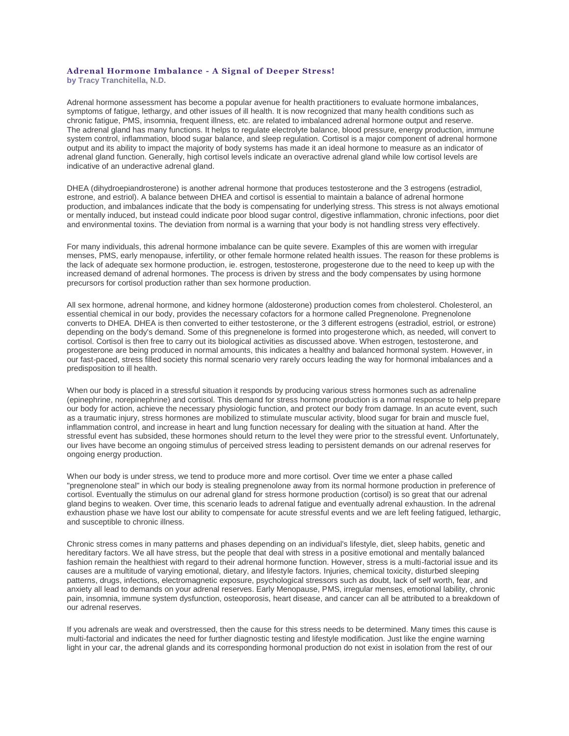# Adrenal Hormone Imbalance - A Signal of Deeper Stress!

**by Tracy Tranchitella, N.D.**

Adrenal hormone assessment has become a popular avenue for health practitioners to evaluate hormone imbalances, symptoms of fatigue, lethargy, and other issues of ill health. It is now recognized that many health conditions such as chronic fatigue, PMS, insomnia, frequent illness, etc. are related to imbalanced adrenal hormone output and reserve. The adrenal gland has many functions. It helps to regulate electrolyte balance, blood pressure, energy production, immune system control, inflammation, blood sugar balance, and sleep regulation. Cortisol is a major component of adrenal hormone output and its ability to impact the majority of body systems has made it an ideal hormone to measure as an indicator of adrenal gland function. Generally, high cortisol levels indicate an overactive adrenal gland while low cortisol levels are indicative of an underactive adrenal gland.

DHEA (dihydroepiandrosterone) is another adrenal hormone that produces testosterone and the 3 estrogens (estradiol, estrone, and estriol). A balance between DHEA and cortisol is essential to maintain a balance of adrenal hormone production, and imbalances indicate that the body is compensating for underlying stress. This stress is not always emotional or mentally induced, but instead could indicate poor blood sugar control, digestive inflammation, chronic infections, poor diet and environmental toxins. The deviation from normal is a warning that your body is not handling stress very effectively.

For many individuals, this adrenal hormone imbalance can be quite severe. Examples of this are women with irregular menses, PMS, early menopause, infertility, or other female hormone related health issues. The reason for these problems is the lack of adequate sex hormone production, ie. estrogen, testosterone, progesterone due to the need to keep up with the increased demand of adrenal hormones. The process is driven by stress and the body compensates by using hormone precursors for cortisol production rather than sex hormone production.

All sex hormone, adrenal hormone, and kidney hormone (aldosterone) production comes from cholesterol. Cholesterol, an essential chemical in our body, provides the necessary cofactors for a hormone called Pregnenolone. Pregnenolone converts to DHEA. DHEA is then converted to either testosterone, or the 3 different estrogens (estradiol, estriol, or estrone) depending on the body's demand. Some of this pregnenelone is formed into progesterone which, as needed, will convert to cortisol. Cortisol is then free to carry out its biological activities as discussed above. When estrogen, testosterone, and progesterone are being produced in normal amounts, this indicates a healthy and balanced hormonal system. However, in our fast-paced, stress filled society this normal scenario very rarely occurs leading the way for hormonal imbalances and a predisposition to ill health.

When our body is placed in a stressful situation it responds by producing various stress hormones such as adrenaline (epinephrine, norepinephrine) and cortisol. This demand for stress hormone production is a normal response to help prepare our body for action, achieve the necessary physiologic function, and protect our body from damage. In an acute event, such as a traumatic injury, stress hormones are mobilized to stimulate muscular activity, blood sugar for brain and muscle fuel, inflammation control, and increase in heart and lung function necessary for dealing with the situation at hand. After the stressful event has subsided, these hormones should return to the level they were prior to the stressful event. Unfortunately, our lives have become an ongoing stimulus of perceived stress leading to persistent demands on our adrenal reserves for ongoing energy production.

When our body is under stress, we tend to produce more and more cortisol. Over time we enter a phase called "pregnenolone steal" in which our body is stealing pregnenolone away from its normal hormone production in preference of cortisol. Eventually the stimulus on our adrenal gland for stress hormone production (cortisol) is so great that our adrenal gland begins to weaken. Over time, this scenario leads to adrenal fatigue and eventually adrenal exhaustion. In the adrenal exhaustion phase we have lost our ability to compensate for acute stressful events and we are left feeling fatigued, lethargic, and susceptible to chronic illness.

Chronic stress comes in many patterns and phases depending on an individual's lifestyle, diet, sleep habits, genetic and hereditary factors. We all have stress, but the people that deal with stress in a positive emotional and mentally balanced fashion remain the healthiest with regard to their adrenal hormone function. However, stress is a multi-factorial issue and its causes are a multitude of varying emotional, dietary, and lifestyle factors. Injuries, chemical toxicity, disturbed sleeping patterns, drugs, infections, electromagnetic exposure, psychological stressors such as doubt, lack of self worth, fear, and anxiety all lead to demands on your adrenal reserves. Early Menopause, PMS, irregular menses, emotional lability, chronic pain, insomnia, immune system dysfunction, osteoporosis, heart disease, and cancer can all be attributed to a breakdown of our adrenal reserves.

If you adrenals are weak and overstressed, then the cause for this stress needs to be determined. Many times this cause is multi-factorial and indicates the need for further diagnostic testing and lifestyle modification. Just like the engine warning light in your car, the adrenal glands and its corresponding hormonal production do not exist in isolation from the rest of our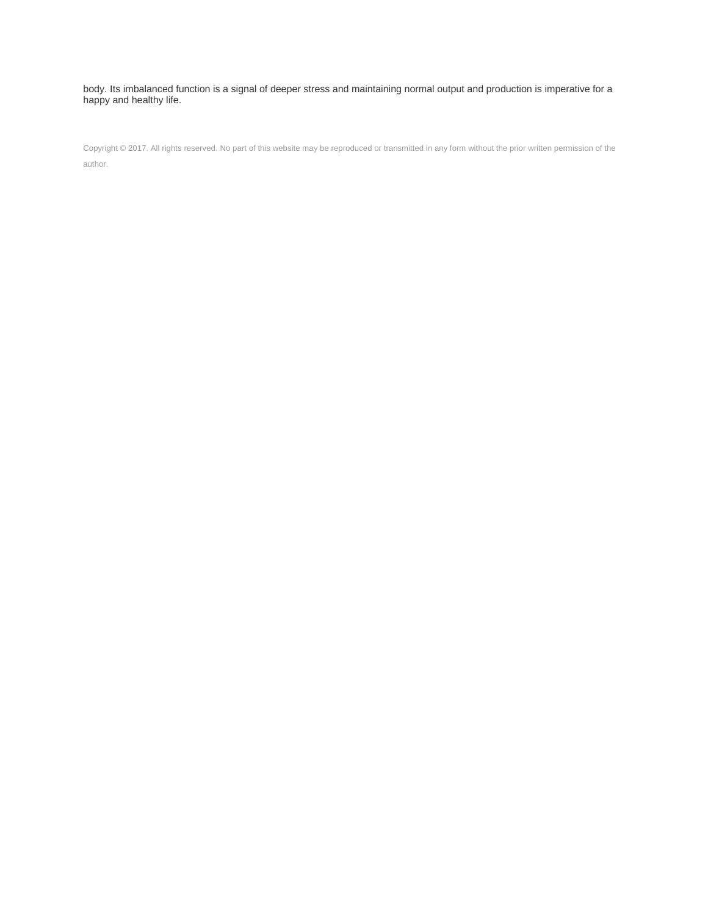body. Its imbalanced function is a signal of deeper stress and maintaining normal output and production is imperative for a happy and healthy life.

Copyright © 2017. All rights reserved. No part of this website may be reproduced or transmitted in any form without the prior written permission of the author.